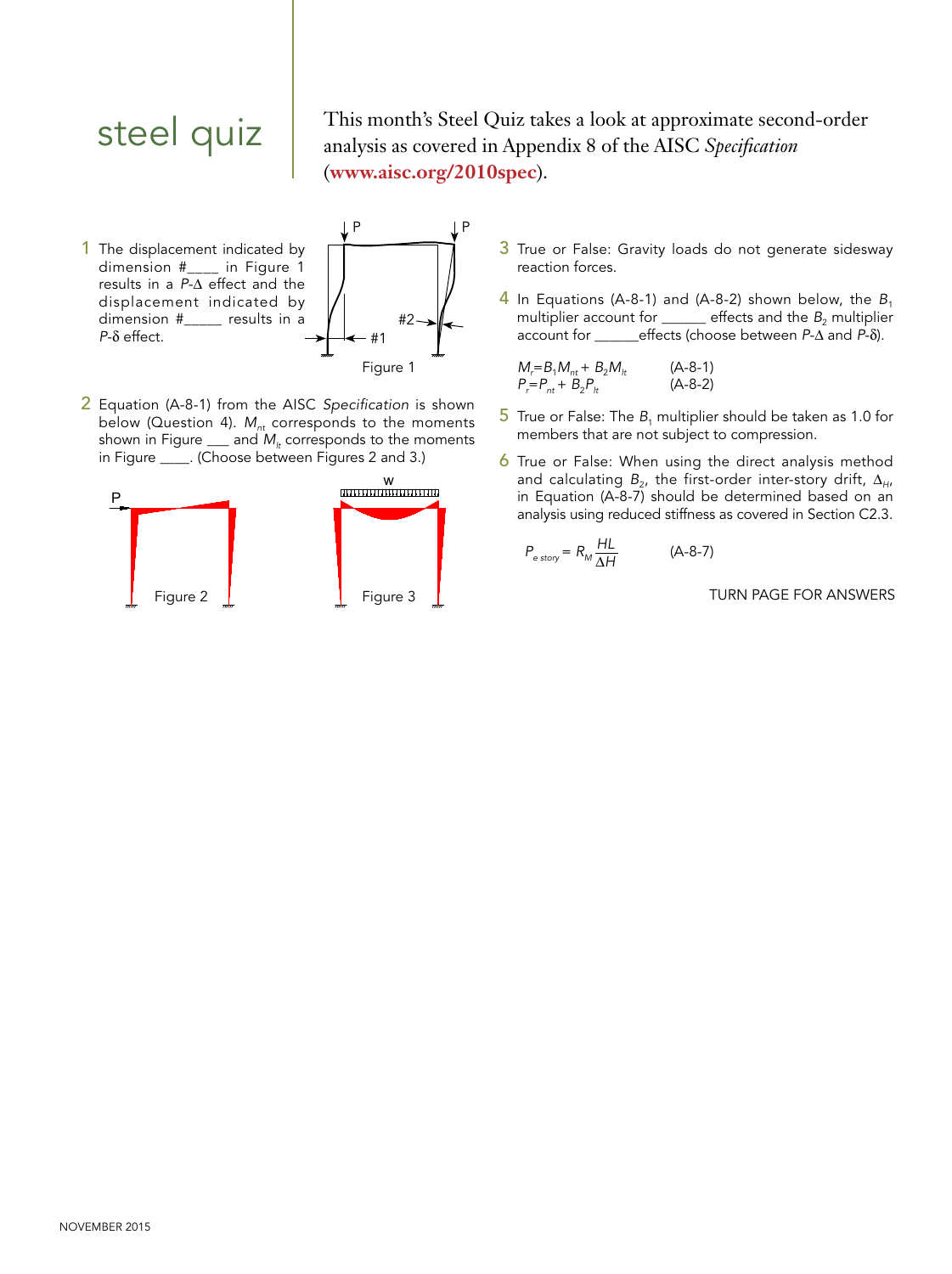# steel quiz

This month's Steel Quiz takes a look at approximate second-order analysis as covered in Appendix 8 of the AISC *Specification* (**www.aisc.org/2010spec**).

1. The displacement indicated by dimension #____ in Figure 1 results in a $P$-$\Delta$ effect and the displacement indicated by dimension #_____ results in a $P$-$\delta$ effect.

Figure 1

2. Equation (A-8-1) from the AISC *Specification* is shown below (Question 4). $M_{nt}$ corresponds to the moments shown in Figure ___ and $M_{lt}$ corresponds to the moments in Figure ____. (Choose between Figures 2 and 3.)

Figure 2

Figure 3

3. True or False: Gravity loads do not generate sidesway reaction forces.

4. In Equations (A-8-1) and (A-8-2) shown below, the $B_1$ multiplier account for ______ effects and the $B_2$ multiplier account for ______effects (choose between $P$-$\Delta$ and $P$-$\delta$).

$$M_r = B_1 M_{nt} + B_2 M_{lt} \qquad \text{(A-8-1)}$$
$$P_r = P_{nt} + B_2 P_{lt} \qquad \text{(A-8-2)}$$

5. True or False: The $B_1$ multiplier should be taken as 1.0 for members that are not subject to compression.

6. True or False: When using the direct analysis method and calculating $B_2$, the first-order inter-story drift, $\Delta_H$, in Equation (A-8-7) should be determined based on an analysis using reduced stiffness as covered in Section C2.3.

$$P_{e\ story} = R_M \frac{HL}{\Delta H} \qquad \text{(A-8-7)}$$

TURN PAGE FOR ANSWERS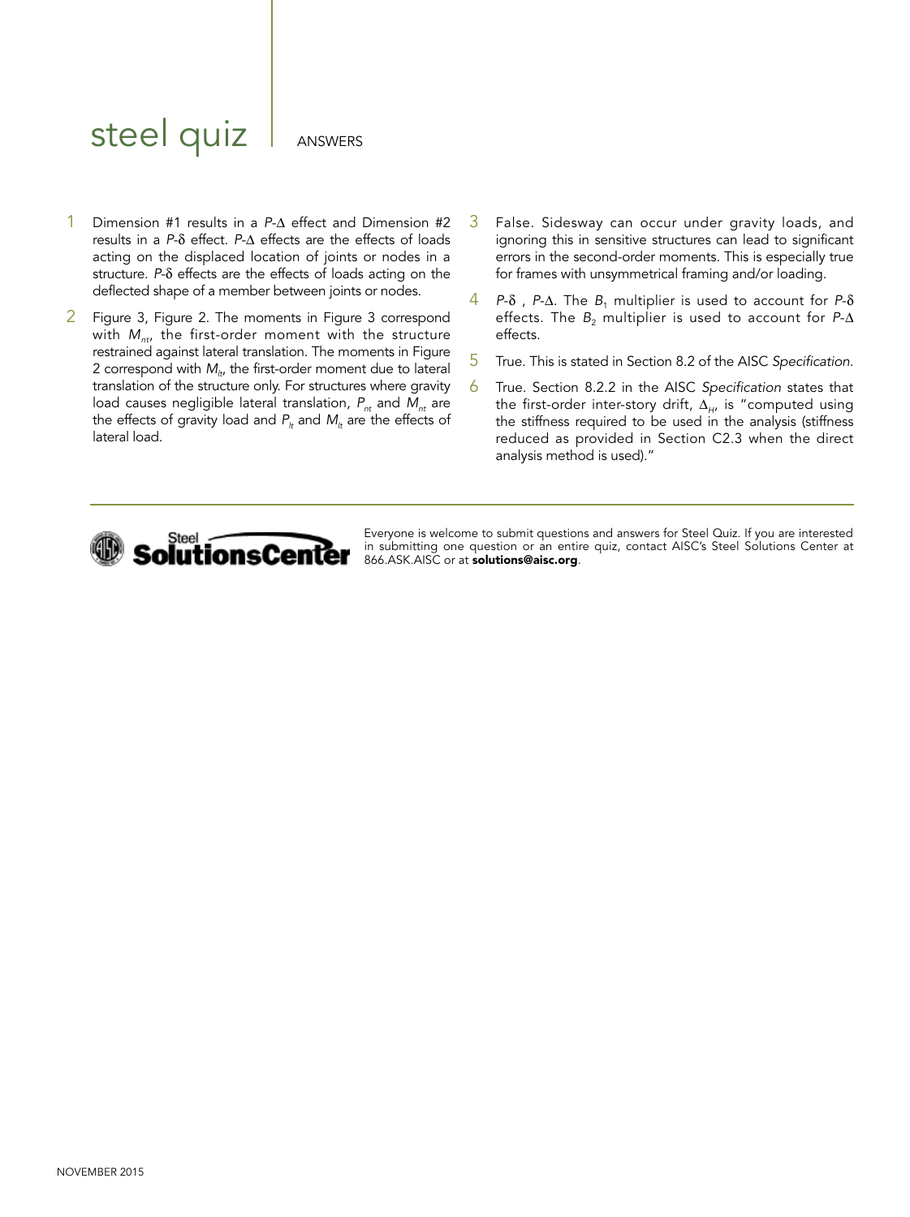# steel quiz

ANSWERS

1. Dimension #1 results in a $P$-$\Delta$ effect and Dimension #2 results in a $P$-$\delta$ effect. $P$-$\Delta$ effects are the effects of loads acting on the displaced location of joints or nodes in a structure. $P$-$\delta$ effects are the effects of loads acting on the deflected shape of a member between joints or nodes.

2. Figure 3, Figure 2. The moments in Figure 3 correspond with $M_{nt}$, the first-order moment with the structure restrained against lateral translation. The moments in Figure 2 correspond with $M_{lt}$, the first-order moment due to lateral translation of the structure only. For structures where gravity load causes negligible lateral translation, $P_{nt}$ and $M_{nt}$ are the effects of gravity load and $P_{lt}$ and $M_{lt}$ are the effects of lateral load.

3. False. Sidesway can occur under gravity loads, and ignoring this in sensitive structures can lead to significant errors in the second-order moments. This is especially true for frames with unsymmetrical framing and/or loading.

4. $P$-$\delta$ , $P$-$\Delta$. The $B_1$ multiplier is used to account for $P$-$\delta$ effects. The $B_2$ multiplier is used to account for $P$-$\Delta$ effects.

5. True. This is stated in Section 8.2 of the AISC *Specification*.

6. True. Section 8.2.2 in the AISC *Specification* states that the first-order inter-story drift, $\Delta_H$, is "computed using the stiffness required to be used in the analysis (stiffness reduced as provided in Section C2.3 when the direct analysis method is used)."

Steel SolutionsCenter

Everyone is welcome to submit questions and answers for Steel Quiz. If you are interested in submitting one question or an entire quiz, contact AISC's Steel Solutions Center at 866.ASK.AISC or at **solutions@aisc.org**.